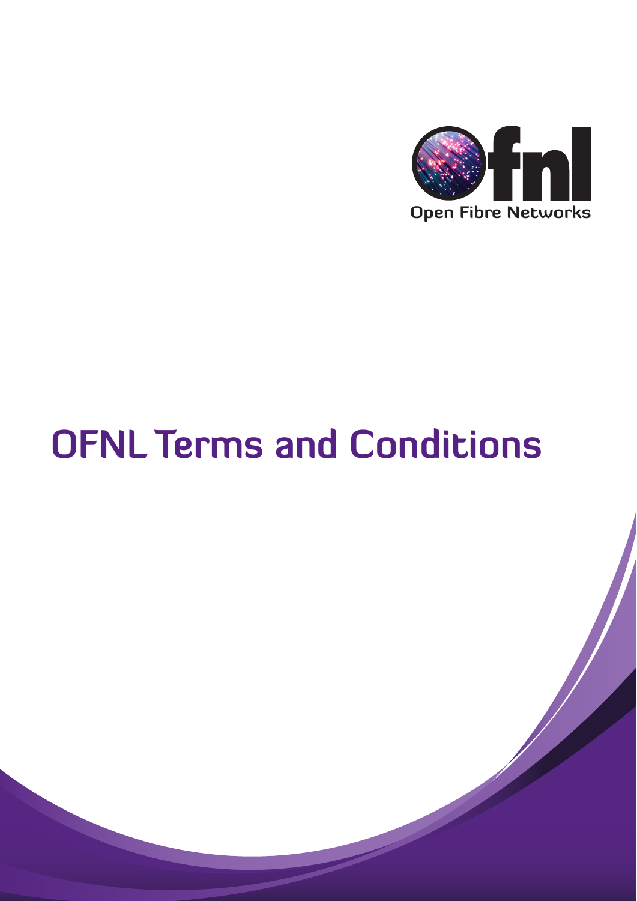ofnl

Open Fibre Networks

# OFNL Terms and Conditions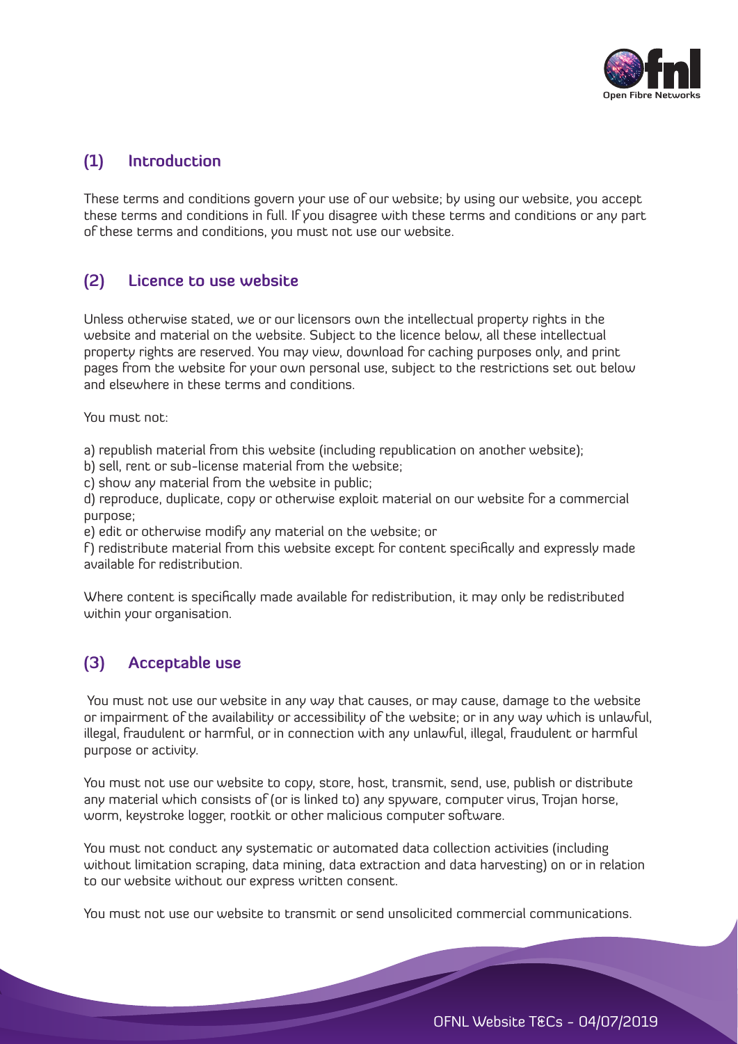## (1) Introduction

These terms and conditions govern your use of our website; by using our website, you accept these terms and conditions in full. If you disagree with these terms and conditions or any part of these terms and conditions, you must not use our website.

## (2) Licence to use website

Unless otherwise stated, we or our licensors own the intellectual property rights in the website and material on the website. Subject to the licence below, all these intellectual property rights are reserved. You may view, download for caching purposes only, and print pages from the website for your own personal use, subject to the restrictions set out below and elsewhere in these terms and conditions.

You must not:

a) republish material from this website (including republication on another website);
b) sell, rent or sub-license material from the website;
c) show any material from the website in public;
d) reproduce, duplicate, copy or otherwise exploit material on our website for a commercial purpose;
e) edit or otherwise modify any material on the website; or
f) redistribute material from this website except for content specifically and expressly made available for redistribution.

Where content is specifically made available for redistribution, it may only be redistributed within your organisation.

## (3) Acceptable use

You must not use our website in any way that causes, or may cause, damage to the website or impairment of the availability or accessibility of the website; or in any way which is unlawful, illegal, fraudulent or harmful, or in connection with any unlawful, illegal, fraudulent or harmful purpose or activity.

You must not use our website to copy, store, host, transmit, send, use, publish or distribute any material which consists of (or is linked to) any spyware, computer virus, Trojan horse, worm, keystroke logger, rootkit or other malicious computer software.

You must not conduct any systematic or automated data collection activities (including without limitation scraping, data mining, data extraction and data harvesting) on or in relation to our website without our express written consent.

You must not use our website to transmit or send unsolicited commercial communications.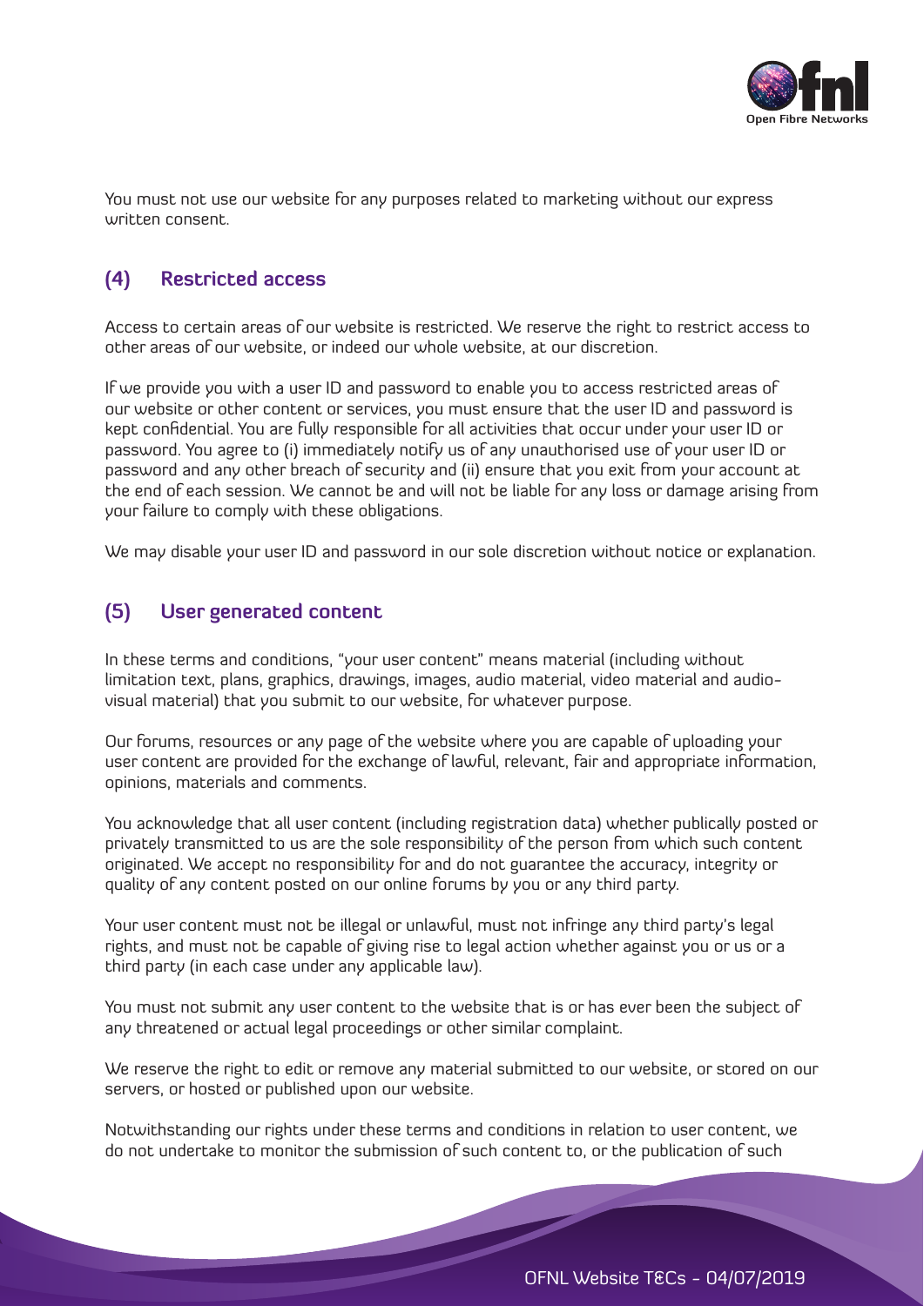You must not use our website for any purposes related to marketing without our express written consent.

## (4) Restricted access

Access to certain areas of our website is restricted. We reserve the right to restrict access to other areas of our website, or indeed our whole website, at our discretion.

If we provide you with a user ID and password to enable you to access restricted areas of our website or other content or services, you must ensure that the user ID and password is kept confidential. You are fully responsible for all activities that occur under your user ID or password. You agree to (i) immediately notify us of any unauthorised use of your user ID or password and any other breach of security and (ii) ensure that you exit from your account at the end of each session. We cannot be and will not be liable for any loss or damage arising from your failure to comply with these obligations.

We may disable your user ID and password in our sole discretion without notice or explanation.

## (5) User generated content

In these terms and conditions, "your user content" means material (including without limitation text, plans, graphics, drawings, images, audio material, video material and audio-visual material) that you submit to our website, for whatever purpose.

Our forums, resources or any page of the website where you are capable of uploading your user content are provided for the exchange of lawful, relevant, fair and appropriate information, opinions, materials and comments.

You acknowledge that all user content (including registration data) whether publically posted or privately transmitted to us are the sole responsibility of the person from which such content originated. We accept no responsibility for and do not guarantee the accuracy, integrity or quality of any content posted on our online forums by you or any third party.

Your user content must not be illegal or unlawful, must not infringe any third party's legal rights, and must not be capable of giving rise to legal action whether against you or us or a third party (in each case under any applicable law).

You must not submit any user content to the website that is or has ever been the subject of any threatened or actual legal proceedings or other similar complaint.

We reserve the right to edit or remove any material submitted to our website, or stored on our servers, or hosted or published upon our website.

Notwithstanding our rights under these terms and conditions in relation to user content, we do not undertake to monitor the submission of such content to, or the publication of such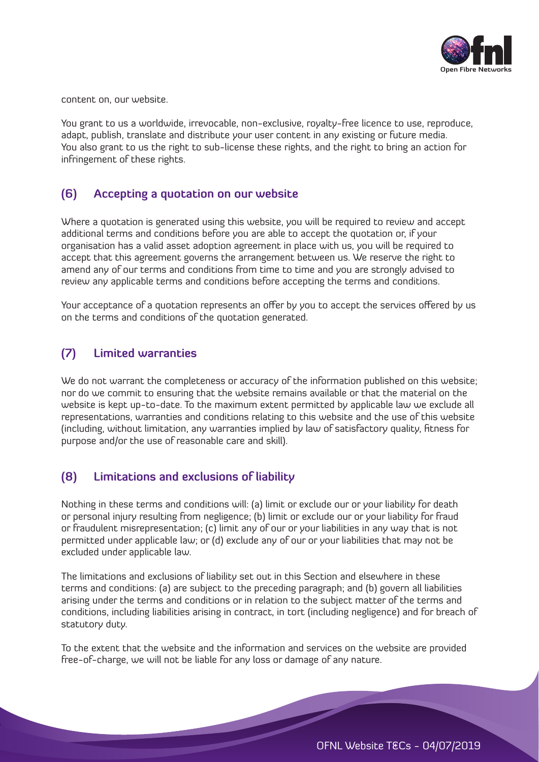content on, our website.

You grant to us a worldwide, irrevocable, non-exclusive, royalty-free licence to use, reproduce, adapt, publish, translate and distribute your user content in any existing or future media. You also grant to us the right to sub-license these rights, and the right to bring an action for infringement of these rights.

## (6) Accepting a quotation on our website

Where a quotation is generated using this website, you will be required to review and accept additional terms and conditions before you are able to accept the quotation or, if your organisation has a valid asset adoption agreement in place with us, you will be required to accept that this agreement governs the arrangement between us. We reserve the right to amend any of our terms and conditions from time to time and you are strongly advised to review any applicable terms and conditions before accepting the terms and conditions.

Your acceptance of a quotation represents an offer by you to accept the services offered by us on the terms and conditions of the quotation generated.

## (7) Limited warranties

We do not warrant the completeness or accuracy of the information published on this website; nor do we commit to ensuring that the website remains available or that the material on the website is kept up-to-date. To the maximum extent permitted by applicable law we exclude all representations, warranties and conditions relating to this website and the use of this website (including, without limitation, any warranties implied by law of satisfactory quality, fitness for purpose and/or the use of reasonable care and skill).

## (8) Limitations and exclusions of liability

Nothing in these terms and conditions will: (a) limit or exclude our or your liability for death or personal injury resulting from negligence; (b) limit or exclude our or your liability for fraud or fraudulent misrepresentation; (c) limit any of our or your liabilities in any way that is not permitted under applicable law; or (d) exclude any of our or your liabilities that may not be excluded under applicable law.

The limitations and exclusions of liability set out in this Section and elsewhere in these terms and conditions: (a) are subject to the preceding paragraph; and (b) govern all liabilities arising under the terms and conditions or in relation to the subject matter of the terms and conditions, including liabilities arising in contract, in tort (including negligence) and for breach of statutory duty.

To the extent that the website and the information and services on the website are provided free-of-charge, we will not be liable for any loss or damage of any nature.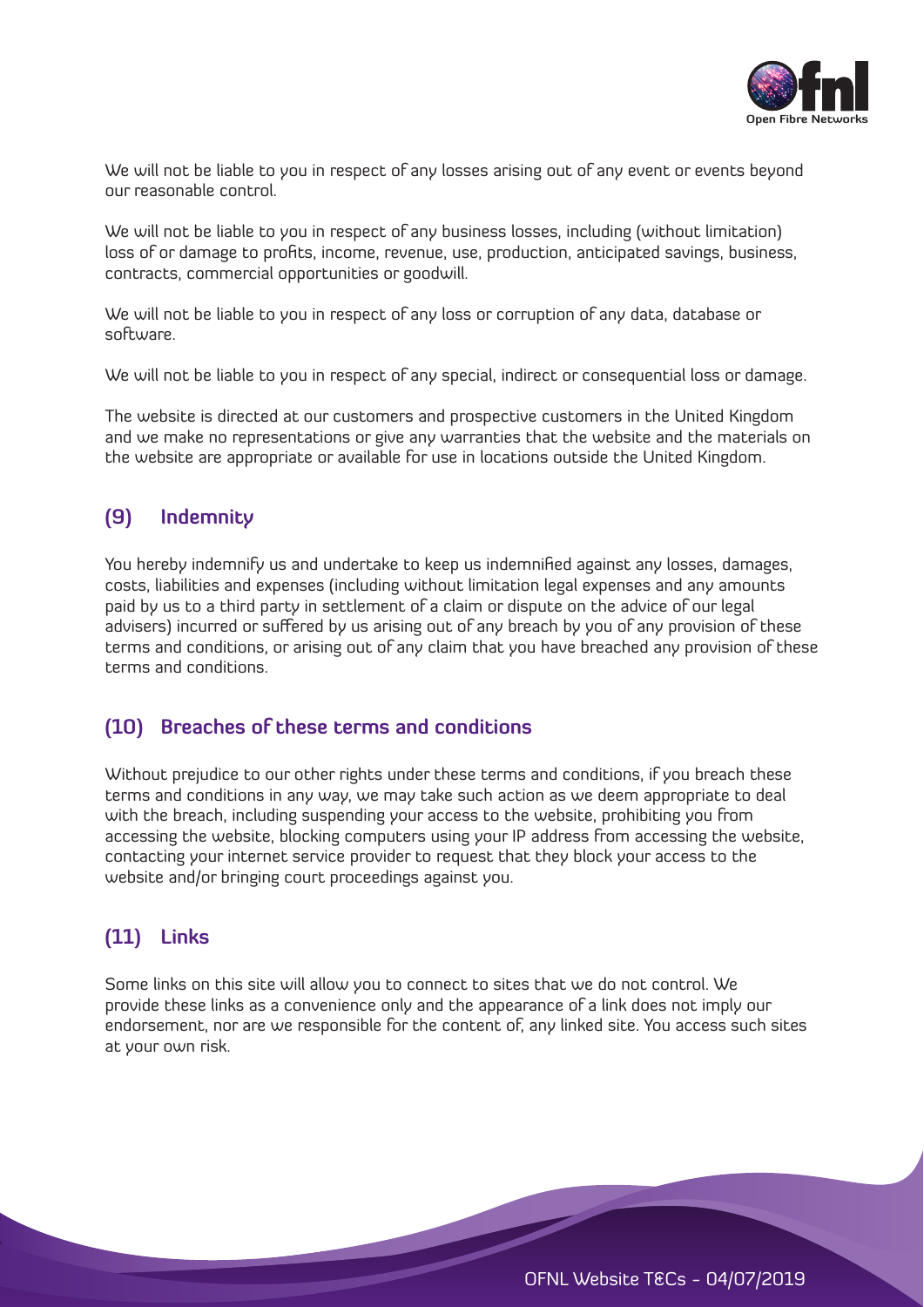We will not be liable to you in respect of any losses arising out of any event or events beyond our reasonable control.

We will not be liable to you in respect of any business losses, including (without limitation) loss of or damage to profits, income, revenue, use, production, anticipated savings, business, contracts, commercial opportunities or goodwill.

We will not be liable to you in respect of any loss or corruption of any data, database or software.

We will not be liable to you in respect of any special, indirect or consequential loss or damage.

The website is directed at our customers and prospective customers in the United Kingdom and we make no representations or give any warranties that the website and the materials on the website are appropriate or available for use in locations outside the United Kingdom.

## (9) Indemnity

You hereby indemnify us and undertake to keep us indemnified against any losses, damages, costs, liabilities and expenses (including without limitation legal expenses and any amounts paid by us to a third party in settlement of a claim or dispute on the advice of our legal advisers) incurred or suffered by us arising out of any breach by you of any provision of these terms and conditions, or arising out of any claim that you have breached any provision of these terms and conditions.

## (10) Breaches of these terms and conditions

Without prejudice to our other rights under these terms and conditions, if you breach these terms and conditions in any way, we may take such action as we deem appropriate to deal with the breach, including suspending your access to the website, prohibiting you from accessing the website, blocking computers using your IP address from accessing the website, contacting your internet service provider to request that they block your access to the website and/or bringing court proceedings against you.

## (11) Links

Some links on this site will allow you to connect to sites that we do not control. We provide these links as a convenience only and the appearance of a link does not imply our endorsement, nor are we responsible for the content of, any linked site. You access such sites at your own risk.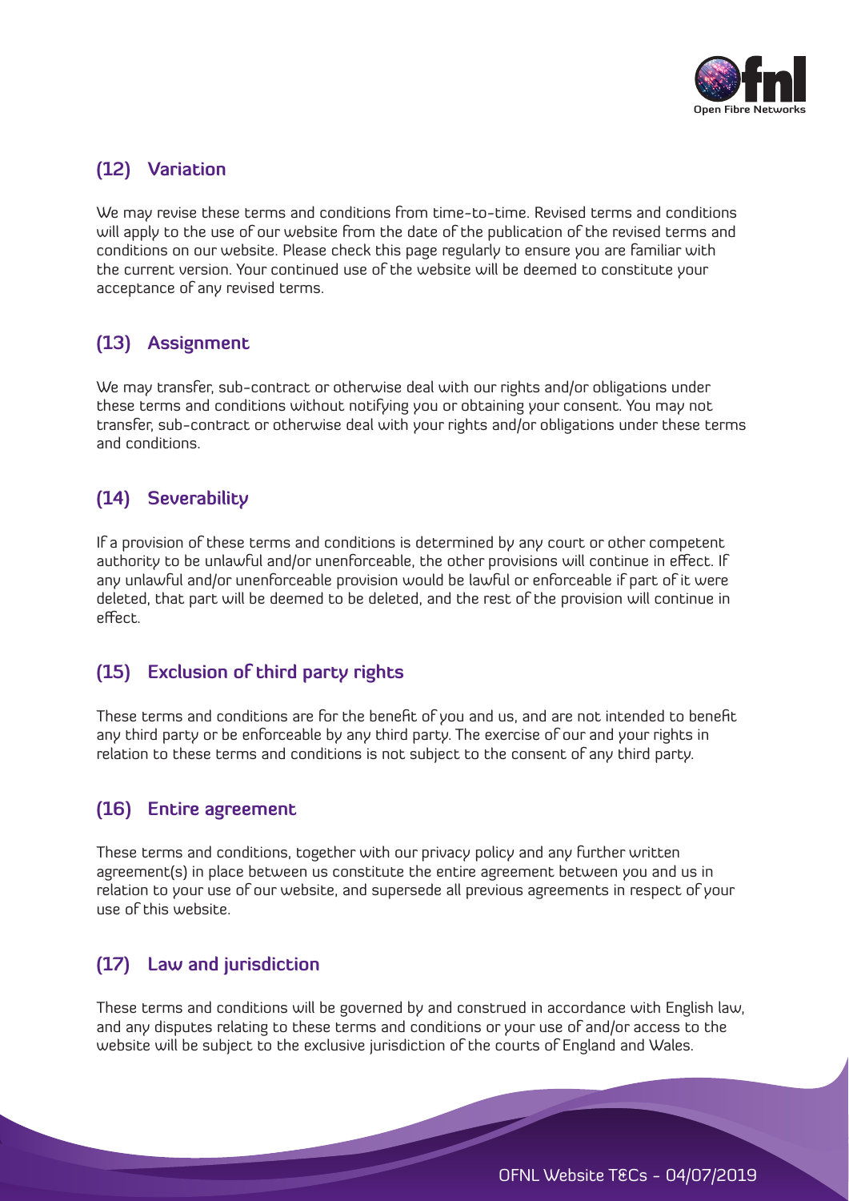## (12) Variation

We may revise these terms and conditions from time-to-time. Revised terms and conditions will apply to the use of our website from the date of the publication of the revised terms and conditions on our website. Please check this page regularly to ensure you are familiar with the current version. Your continued use of the website will be deemed to constitute your acceptance of any revised terms.

## (13) Assignment

We may transfer, sub-contract or otherwise deal with our rights and/or obligations under these terms and conditions without notifying you or obtaining your consent. You may not transfer, sub-contract or otherwise deal with your rights and/or obligations under these terms and conditions.

## (14) Severability

If a provision of these terms and conditions is determined by any court or other competent authority to be unlawful and/or unenforceable, the other provisions will continue in effect. If any unlawful and/or unenforceable provision would be lawful or enforceable if part of it were deleted, that part will be deemed to be deleted, and the rest of the provision will continue in effect.

## (15) Exclusion of third party rights

These terms and conditions are for the benefit of you and us, and are not intended to benefit any third party or be enforceable by any third party. The exercise of our and your rights in relation to these terms and conditions is not subject to the consent of any third party.

## (16) Entire agreement

These terms and conditions, together with our privacy policy and any further written agreement(s) in place between us constitute the entire agreement between you and us in relation to your use of our website, and supersede all previous agreements in respect of your use of this website.

## (17) Law and jurisdiction

These terms and conditions will be governed by and construed in accordance with English law, and any disputes relating to these terms and conditions or your use of and/or access to the website will be subject to the exclusive jurisdiction of the courts of England and Wales.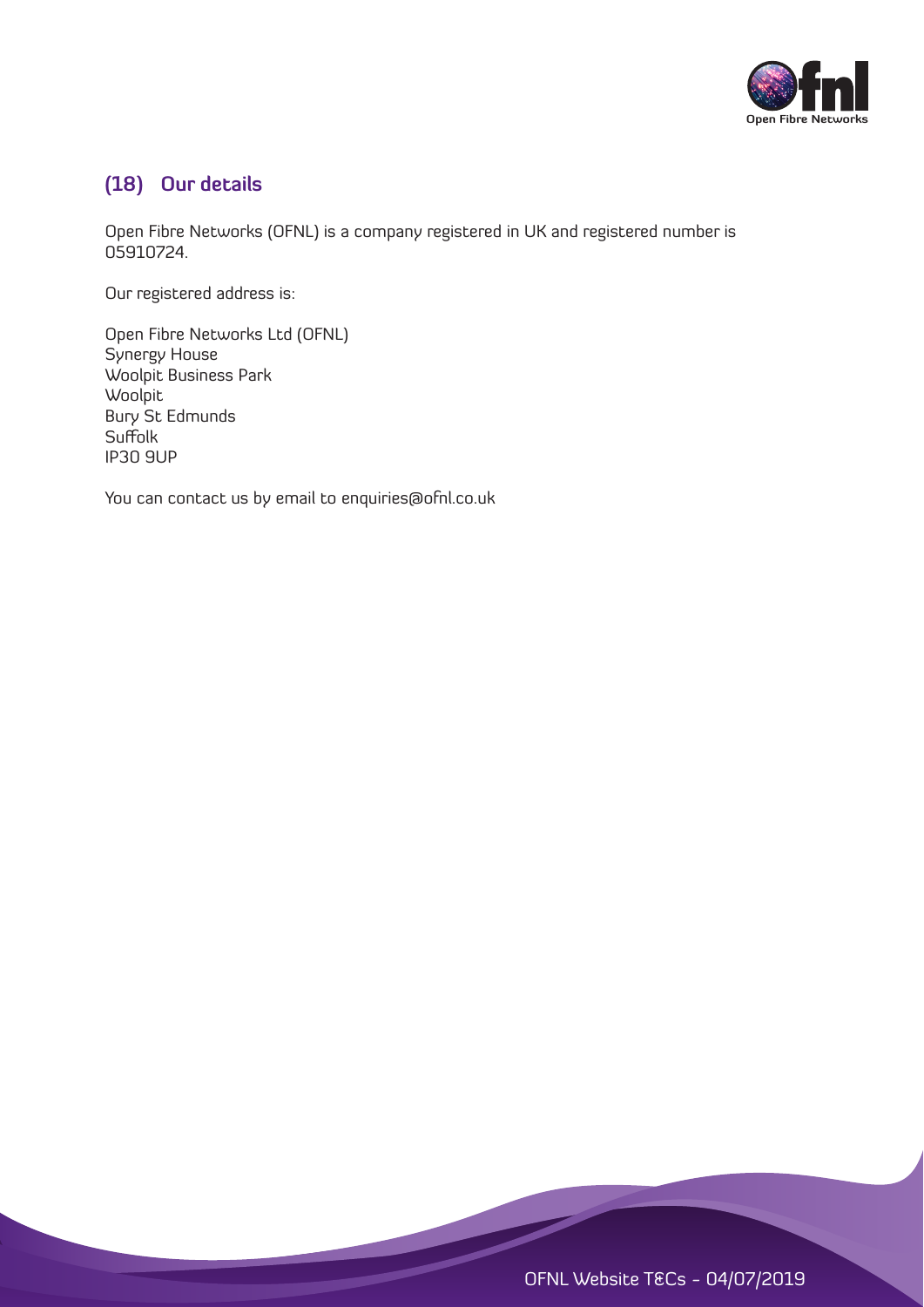## (18) Our details

Open Fibre Networks (OFNL) is a company registered in UK and registered number is 05910724.

Our registered address is:

Open Fibre Networks Ltd (OFNL)
Synergy House
Woolpit Business Park
Woolpit
Bury St Edmunds
Suffolk
IP30 9UP

You can contact us by email to enquiries@ofnl.co.uk